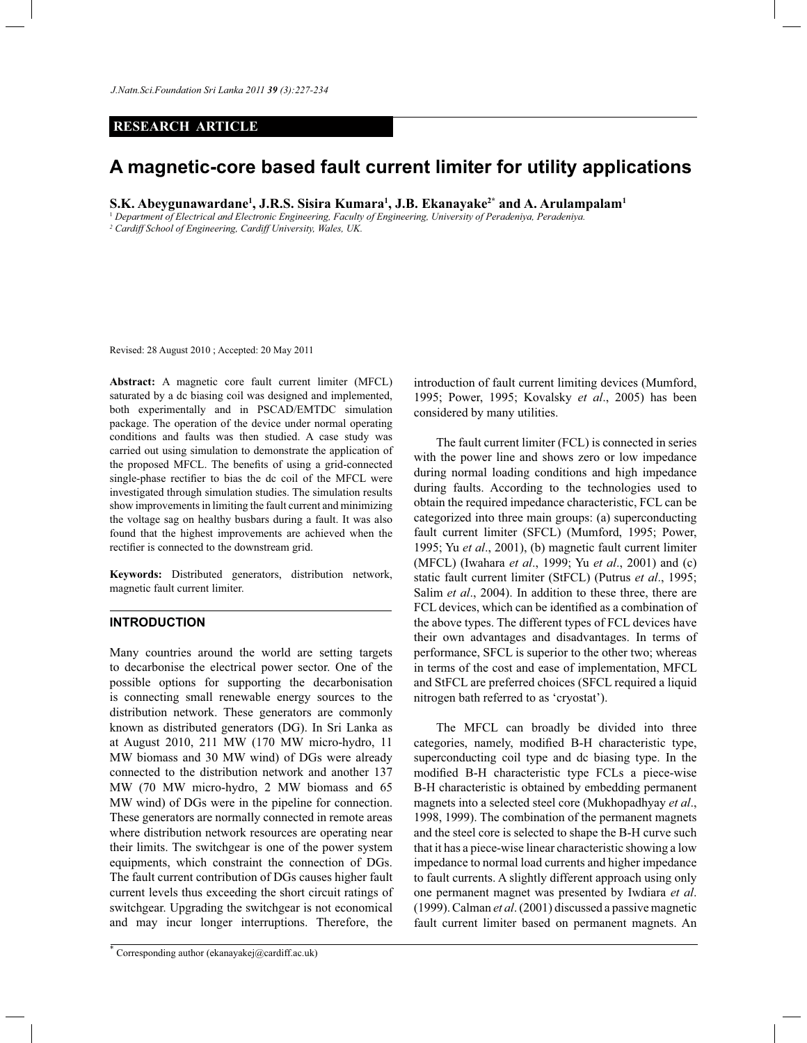**RESEARCH ARTICLE**

# A magnetic-core based fault current limiter for utility applications

**S.K. Abeygunawardane[1], J.R.S. Sisira Kumara[1], J.B. Ekanayake[2*] and A. Arulampalam[1]**

[1] *Department of Electrical and Electronic Engineering, Faculty of Engineering, University of Peradeniya, Peradeniya.*
[2] *Cardiff School of Engineering, Cardiff University, Wales, UK.*

Revised: 28 August 2010 ; Accepted: 20 May 2011

**Abstract:** A magnetic core fault current limiter (MFCL) saturated by a dc biasing coil was designed and implemented, both experimentally and in PSCAD/EMTDC simulation package. The operation of the device under normal operating conditions and faults was then studied. A case study was carried out using simulation to demonstrate the application of the proposed MFCL. The benefits of using a grid-connected single-phase rectifier to bias the dc coil of the MFCL were investigated through simulation studies. The simulation results show improvements in limiting the fault current and minimizing the voltage sag on healthy busbars during a fault. It was also found that the highest improvements are achieved when the rectifier is connected to the downstream grid.

**Keywords:** Distributed generators, distribution network, magnetic fault current limiter.

## INTRODUCTION

Many countries around the world are setting targets to decarbonise the electrical power sector. One of the possible options for supporting the decarbonisation is connecting small renewable energy sources to the distribution network. These generators are commonly known as distributed generators (DG). In Sri Lanka as at August 2010, 211 MW (170 MW micro-hydro, 11 MW biomass and 30 MW wind) of DGs were already connected to the distribution network and another 137 MW (70 MW micro-hydro, 2 MW biomass and 65 MW wind) of DGs were in the pipeline for connection. These generators are normally connected in remote areas where distribution network resources are operating near their limits. The switchgear is one of the power system equipments, which constraint the connection of DGs. The fault current contribution of DGs causes higher fault current levels thus exceeding the short circuit ratings of switchgear. Upgrading the switchgear is not economical and may incur longer interruptions. Therefore, the introduction of fault current limiting devices (Mumford, 1995; Power, 1995; Kovalsky *et al*., 2005) has been considered by many utilities.

The fault current limiter (FCL) is connected in series with the power line and shows zero or low impedance during normal loading conditions and high impedance during faults. According to the technologies used to obtain the required impedance characteristic, FCL can be categorized into three main groups: (a) superconducting fault current limiter (SFCL) (Mumford, 1995; Power, 1995; Yu *et al*., 2001), (b) magnetic fault current limiter (MFCL) (Iwahara *et al*., 1999; Yu *et al*., 2001) and (c) static fault current limiter (StFCL) (Putrus *et al*., 1995; Salim *et al*., 2004). In addition to these three, there are FCL devices, which can be identified as a combination of the above types. The different types of FCL devices have their own advantages and disadvantages. In terms of performance, SFCL is superior to the other two; whereas in terms of the cost and ease of implementation, MFCL and StFCL are preferred choices (SFCL required a liquid nitrogen bath referred to as 'cryostat').

The MFCL can broadly be divided into three categories, namely, modified B-H characteristic type, superconducting coil type and dc biasing type. In the modified B-H characteristic type FCLs a piece-wise B-H characteristic is obtained by embedding permanent magnets into a selected steel core (Mukhopadhyay *et al*., 1998, 1999). The combination of the permanent magnets and the steel core is selected to shape the B-H curve such that it has a piece-wise linear characteristic showing a low impedance to normal load currents and higher impedance to fault currents. A slightly different approach using only one permanent magnet was presented by Iwdiara *et al*. (1999). Calman *et al*. (2001) discussed a passive magnetic fault current limiter based on permanent magnets. An

[*] Corresponding author (ekanayakej@cardiff.ac.uk)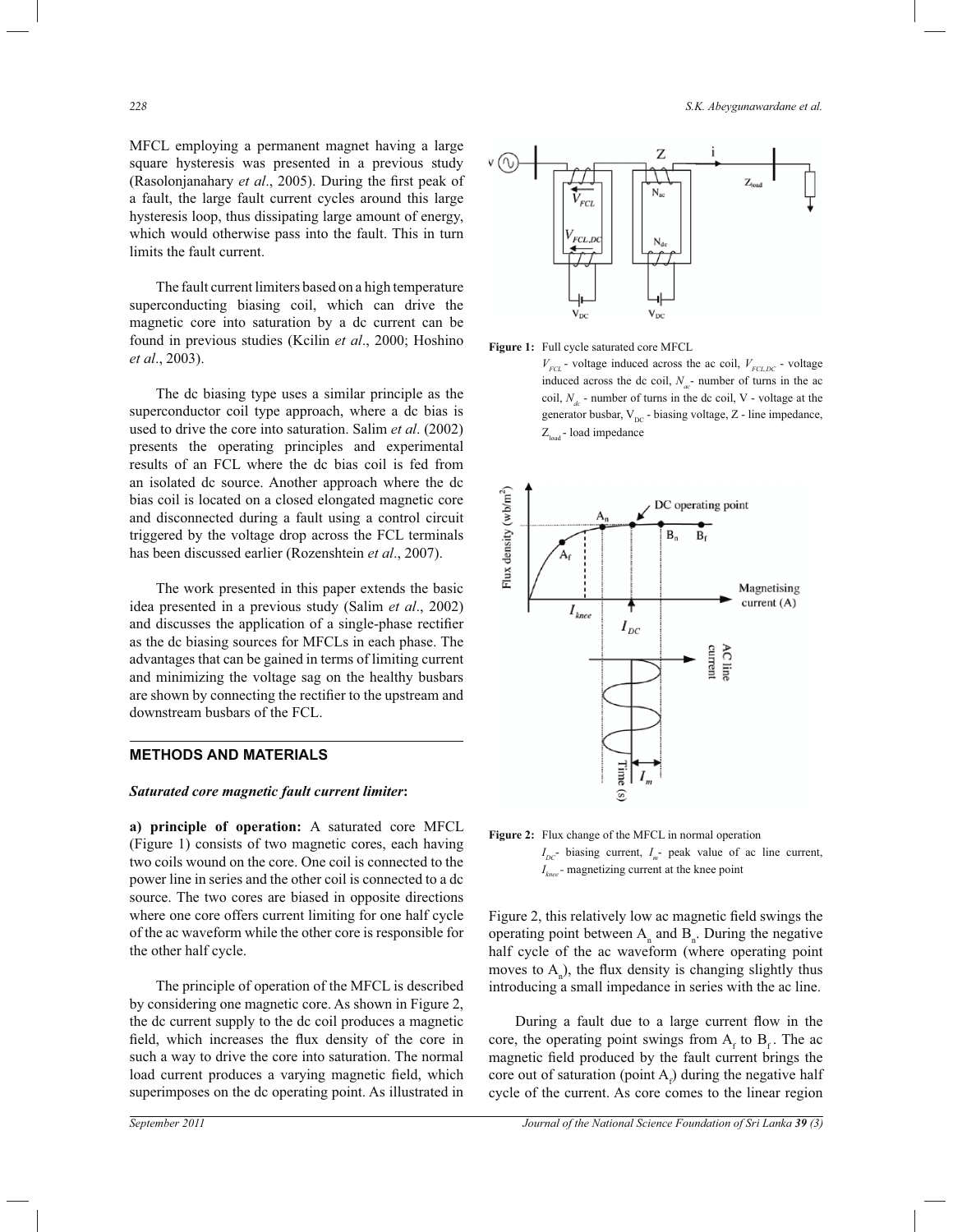MFCL employing a permanent magnet having a large square hysteresis was presented in a previous study (Rasolonjanahary *et al*., 2005). During the first peak of a fault, the large fault current cycles around this large hysteresis loop, thus dissipating large amount of energy, which would otherwise pass into the fault. This in turn limits the fault current.

The fault current limiters based on a high temperature superconducting biasing coil, which can drive the magnetic core into saturation by a dc current can be found in previous studies (Kcilin *et al*., 2000; Hoshino *et al*., 2003).

The dc biasing type uses a similar principle as the superconductor coil type approach, where a dc bias is used to drive the core into saturation. Salim *et al*. (2002) presents the operating principles and experimental results of an FCL where the dc bias coil is fed from an isolated dc source. Another approach where the dc bias coil is located on a closed elongated magnetic core and disconnected during a fault using a control circuit triggered by the voltage drop across the FCL terminals has been discussed earlier (Rozenshtein *et al*., 2007).

The work presented in this paper extends the basic idea presented in a previous study (Salim *et al*., 2002) and discusses the application of a single-phase rectifier as the dc biasing sources for MFCLs in each phase. The advantages that can be gained in terms of limiting current and minimizing the voltage sag on the healthy busbars are shown by connecting the rectifier to the upstream and downstream busbars of the FCL.

## METHODS AND MATERIALS

### *Saturated core magnetic fault current limiter*:

**a) principle of operation:** A saturated core MFCL (Figure 1) consists of two magnetic cores, each having two coils wound on the core. One coil is connected to the power line in series and the other coil is connected to a dc source. The two cores are biased in opposite directions where one core offers current limiting for one half cycle of the ac waveform while the other core is responsible for the other half cycle.

The principle of operation of the MFCL is described by considering one magnetic core. As shown in Figure 2, the dc current supply to the dc coil produces a magnetic field, which increases the flux density of the core in such a way to drive the core into saturation. The normal load current produces a varying magnetic field, which superimposes on the dc operating point. As illustrated in Figure 2, this relatively low ac magnetic field swings the operating point between $A_n$ and $B_n$. During the negative half cycle of the ac waveform (where operating point moves to $A_n$), the flux density is changing slightly thus introducing a small impedance in series with the ac line.

**Figure 1:** Full cycle saturated core MFCL
$V_{FCL}$ - voltage induced across the ac coil, $V_{FCL,DC}$ - voltage induced across the dc coil, $N_{ac}$ - number of turns in the ac coil, $N_{dc}$ - number of turns in the dc coil, V - voltage at the generator busbar, $V_{DC}$ - biasing voltage, Z - line impedance, $Z_{load}$ - load impedance

**Figure 2:** Flux change of the MFCL in normal operation
$I_{DC}$ - biasing current, $I_m$ - peak value of ac line current, $I_{knee}$ - magnetizing current at the knee point

During a fault due to a large current flow in the core, the operating point swings from $A_f$ to $B_f$. The ac magnetic field produced by the fault current brings the core out of saturation (point $A_f$) during the negative half cycle of the current. As core comes to the linear region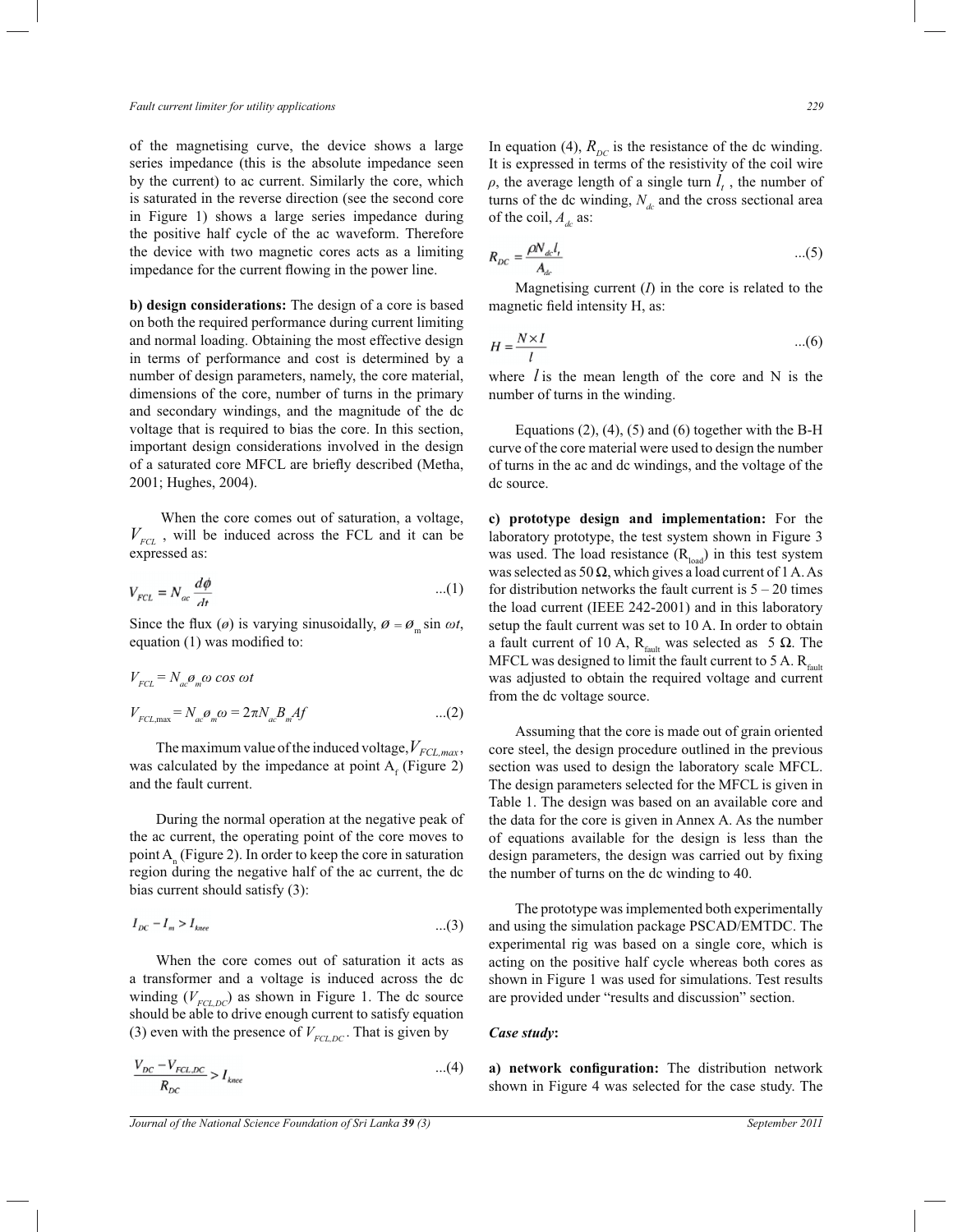of the magnetising curve, the device shows a large series impedance (this is the absolute impedance seen by the current) to ac current. Similarly the core, which is saturated in the reverse direction (see the second core in Figure 1) shows a large series impedance during the positive half cycle of the ac waveform. Therefore the device with two magnetic cores acts as a limiting impedance for the current flowing in the power line.

**b) design considerations:** The design of a core is based on both the required performance during current limiting and normal loading. Obtaining the most effective design in terms of performance and cost is determined by a number of design parameters, namely, the core material, dimensions of the core, number of turns in the primary and secondary windings, and the magnitude of the dc voltage that is required to bias the core. In this section, important design considerations involved in the design of a saturated core MFCL are briefly described (Metha, 2001; Hughes, 2004).

When the core comes out of saturation, a voltage, $V_{FCL}$ , will be induced across the FCL and it can be expressed as:

$$V_{FCL} = N_{ac} \frac{d\phi}{dt} \qquad ...(1)$$

Since the flux ($\phi$) is varying sinusoidally, $\phi = \phi_m \sin \omega t$, equation (1) was modified to:

$$V_{FCL} = N_{ac} \phi_m \omega \cos \omega t$$

$$V_{FCL,\max} = N_{ac} \phi_m \omega = 2\pi N_{ac} B_m A f \qquad ...(2)$$

The maximum value of the induced voltage, $V_{FCL,max}$, was calculated by the impedance at point $A_f$ (Figure 2) and the fault current.

During the normal operation at the negative peak of the ac current, the operating point of the core moves to point $A_n$ (Figure 2). In order to keep the core in saturation region during the negative half of the ac current, the dc bias current should satisfy (3):

$$I_{DC} - I_m > I_{knee} \qquad ...(3)$$

When the core comes out of saturation it acts as a transformer and a voltage is induced across the dc winding ($V_{FCL,DC}$) as shown in Figure 1. The dc source should be able to drive enough current to satisfy equation (3) even with the presence of $V_{FCL,DC}$. That is given by

$$\frac{V_{DC} - V_{FCL,DC}}{R_{DC}} > I_{knee} \qquad ...(4)$$

In equation (4), $R_{DC}$ is the resistance of the dc winding. It is expressed in terms of the resistivity of the coil wire $\rho$, the average length of a single turn $l_t$ , the number of turns of the dc winding, $N_{dc}$ and the cross sectional area of the coil, $A_{dc}$ as:

$$R_{DC} = \frac{\rho N_{dc} l_t}{A_{dc}} \qquad ...(5)$$

Magnetising current ($I$) in the core is related to the magnetic field intensity H, as:

$$H = \frac{N \times I}{l} \qquad ...(6)$$

where $l$ is the mean length of the core and N is the number of turns in the winding.

Equations (2), (4), (5) and (6) together with the B-H curve of the core material were used to design the number of turns in the ac and dc windings, and the voltage of the dc source.

**c) prototype design and implementation:** For the laboratory prototype, the test system shown in Figure 3 was used. The load resistance ($R_{load}$) in this test system was selected as 50 Ω, which gives a load current of 1 A. As for distribution networks the fault current is 5 – 20 times the load current (IEEE 242-2001) and in this laboratory setup the fault current was set to 10 A. In order to obtain a fault current of 10 A, $R_{fault}$ was selected as 5 Ω. The MFCL was designed to limit the fault current to 5 A. $R_{fault}$ was adjusted to obtain the required voltage and current from the dc voltage source.

Assuming that the core is made out of grain oriented core steel, the design procedure outlined in the previous section was used to design the laboratory scale MFCL. The design parameters selected for the MFCL is given in Table 1. The design was based on an available core and the data for the core is given in Annex A. As the number of equations available for the design is less than the design parameters, the design was carried out by fixing the number of turns on the dc winding to 40.

The prototype was implemented both experimentally and using the simulation package PSCAD/EMTDC. The experimental rig was based on a single core, which is acting on the positive half cycle whereas both cores as shown in Figure 1 was used for simulations. Test results are provided under "results and discussion" section.

***Case study*:**

**a) network configuration:** The distribution network shown in Figure 4 was selected for the case study. The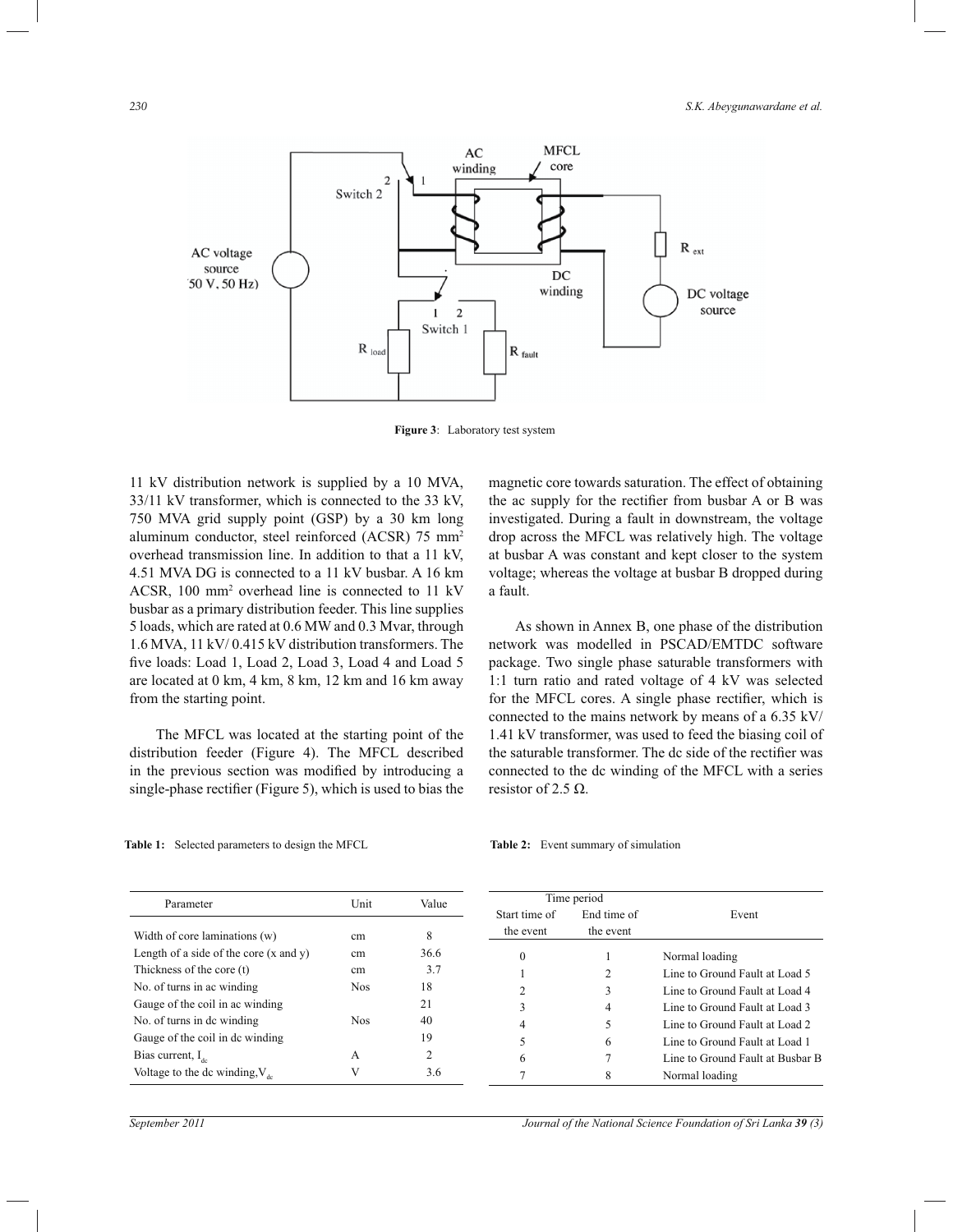Figure 3: Laboratory test system

11 kV distribution network is supplied by a 10 MVA, 33/11 kV transformer, which is connected to the 33 kV, 750 MVA grid supply point (GSP) by a 30 km long aluminum conductor, steel reinforced (ACSR) 75 mm$^2$ overhead transmission line. In addition to that a 11 kV, 4.51 MVA DG is connected to a 11 kV busbar. A 16 km ACSR, 100 mm$^2$ overhead line is connected to 11 kV busbar as a primary distribution feeder. This line supplies 5 loads, which are rated at 0.6 MW and 0.3 Mvar, through 1.6 MVA, 11 kV/ 0.415 kV distribution transformers. The five loads: Load 1, Load 2, Load 3, Load 4 and Load 5 are located at 0 km, 4 km, 8 km, 12 km and 16 km away from the starting point.

The MFCL was located at the starting point of the distribution feeder (Figure 4). The MFCL described in the previous section was modified by introducing a single-phase rectifier (Figure 5), which is used to bias the magnetic core towards saturation. The effect of obtaining the ac supply for the rectifier from busbar A or B was investigated. During a fault in downstream, the voltage drop across the MFCL was relatively high. The voltage at busbar A was constant and kept closer to the system voltage; whereas the voltage at busbar B dropped during a fault.

As shown in Annex B, one phase of the distribution network was modelled in PSCAD/EMTDC software package. Two single phase saturable transformers with 1:1 turn ratio and rated voltage of 4 kV was selected for the MFCL cores. A single phase rectifier, which is connected to the mains network by means of a 6.35 kV/ 1.41 kV transformer, was used to feed the biasing coil of the saturable transformer. The dc side of the rectifier was connected to the dc winding of the MFCL with a series resistor of 2.5 Ω.

**Table 1:** Selected parameters to design the MFCL

| Parameter | Unit | Value |
|---|---|---|
| Width of core laminations (w) | cm | 8 |
| Length of a side of the core (x and y) | cm | 36.6 |
| Thickness of the core (t) | cm | 3.7 |
| No. of turns in ac winding | Nos | 18 |
| Gauge of the coil in ac winding | | 21 |
| No. of turns in dc winding | Nos | 40 |
| Gauge of the coil in dc winding | | 19 |
| Bias current, $I_{dc}$ | A | 2 |
| Voltage to the dc winding, $V_{dc}$ | V | 3.6 |

**Table 2:** Event summary of simulation

| Time period | | Event |
|---|---|---|
| Start time of the event | End time of the event | |
| 0 | 1 | Normal loading |
| 1 | 2 | Line to Ground Fault at Load 5 |
| 2 | 3 | Line to Ground Fault at Load 4 |
| 3 | 4 | Line to Ground Fault at Load 3 |
| 4 | 5 | Line to Ground Fault at Load 2 |
| 5 | 6 | Line to Ground Fault at Load 1 |
| 6 | 7 | Line to Ground Fault at Busbar B |
| 7 | 8 | Normal loading |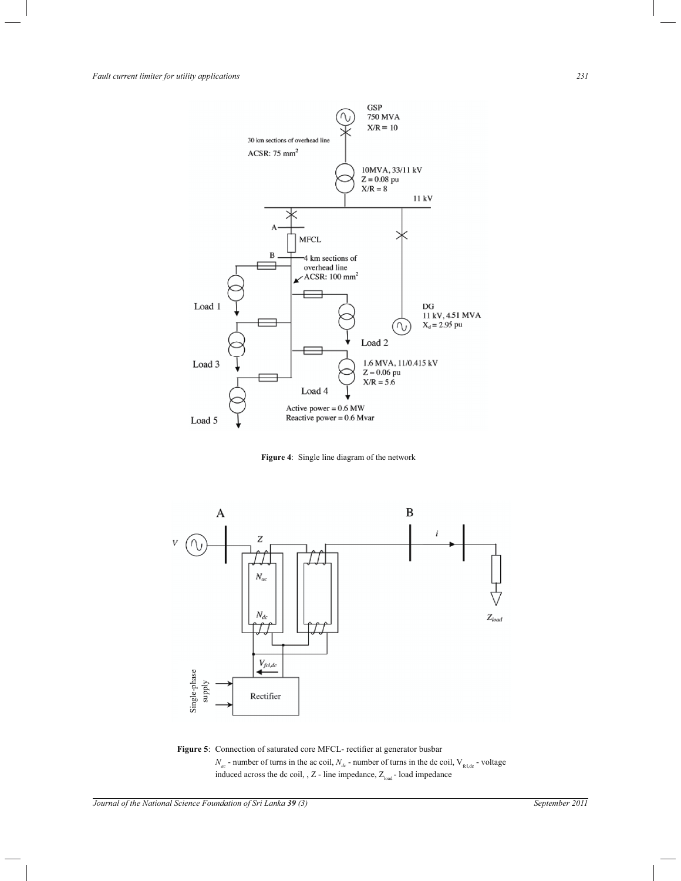**Figure 4**: Single line diagram of the network

**Figure 5**: Connection of saturated core MFCL- rectifier at generator busbar

$N_{ac}$ - number of turns in the ac coil, $N_{dc}$ - number of turns in the dc coil, $V_{fcl,dc}$ - voltage induced across the dc coil, , Z - line impedance, $Z_{load}$ - load impedance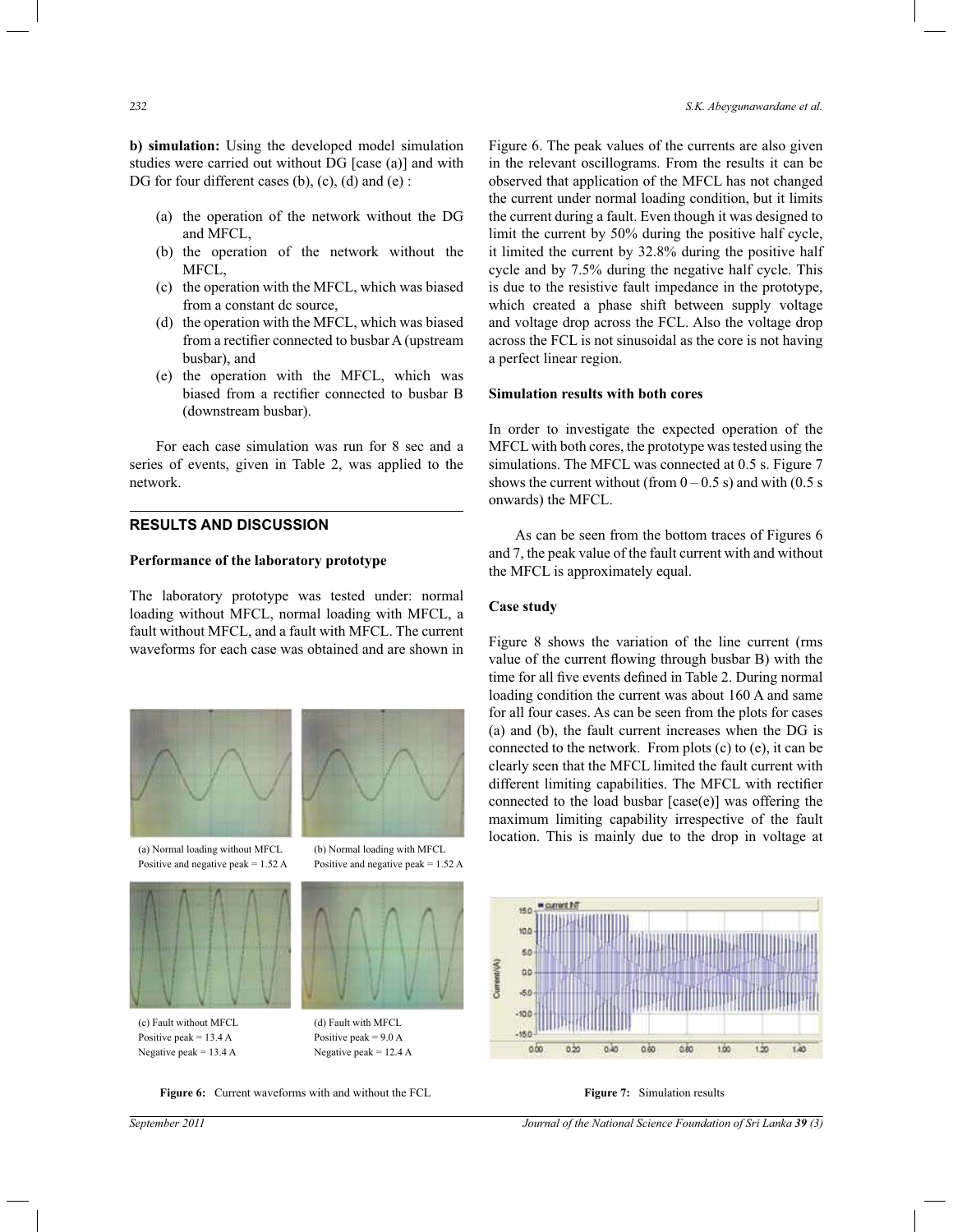**b) simulation:** Using the developed model simulation studies were carried out without DG [case (a)] and with DG for four different cases (b), (c), (d) and (e) :

(a) the operation of the network without the DG and MFCL,
(b) the operation of the network without the MFCL,
(c) the operation with the MFCL, which was biased from a constant dc source,
(d) the operation with the MFCL, which was biased from a rectifier connected to busbar A (upstream busbar), and
(e) the operation with the MFCL, which was biased from a rectifier connected to busbar B (downstream busbar).

For each case simulation was run for 8 sec and a series of events, given in Table 2, was applied to the network.

## RESULTS AND DISCUSSION

### Performance of the laboratory prototype

The laboratory prototype was tested under: normal loading without MFCL, normal loading with MFCL, a fault without MFCL, and a fault with MFCL. The current waveforms for each case was obtained and are shown in Figure 6. The peak values of the currents are also given in the relevant oscillograms. From the results it can be observed that application of the MFCL has not changed the current under normal loading condition, but it limits the current during a fault. Even though it was designed to limit the current by 50% during the positive half cycle, it limited the current by 32.8% during the positive half cycle and by 7.5% during the negative half cycle. This is due to the resistive fault impedance in the prototype, which created a phase shift between supply voltage and voltage drop across the FCL. Also the voltage drop across the FCL is not sinusoidal as the core is not having a perfect linear region.

(a) Normal loading without MFCL
Positive and negative peak = 1.52 A

(b) Normal loading with MFCL
Positive and negative peak = 1.52 A

(c) Fault without MFCL
Positive peak = 13.4 A
Negative peak = 13.4 A

(d) Fault with MFCL
Positive peak = 9.0 A
Negative peak = 12.4 A

**Figure 6:** Current waveforms with and without the FCL

### Simulation results with both cores

In order to investigate the expected operation of the MFCL with both cores, the prototype was tested using the simulations. The MFCL was connected at 0.5 s. Figure 7 shows the current without (from 0 – 0.5 s) and with (0.5 s onwards) the MFCL.

As can be seen from the bottom traces of Figures 6 and 7, the peak value of the fault current with and without the MFCL is approximately equal.

**Figure 7:** Simulation results

### Case study

Figure 8 shows the variation of the line current (rms value of the current flowing through busbar B) with the time for all five events defined in Table 2. During normal loading condition the current was about 160 A and same for all four cases. As can be seen from the plots for cases (a) and (b), the fault current increases when the DG is connected to the network. From plots (c) to (e), it can be clearly seen that the MFCL limited the fault current with different limiting capabilities. The MFCL with rectifier connected to the load busbar [case(e)] was offering the maximum limiting capability irrespective of the fault location. This is mainly due to the drop in voltage at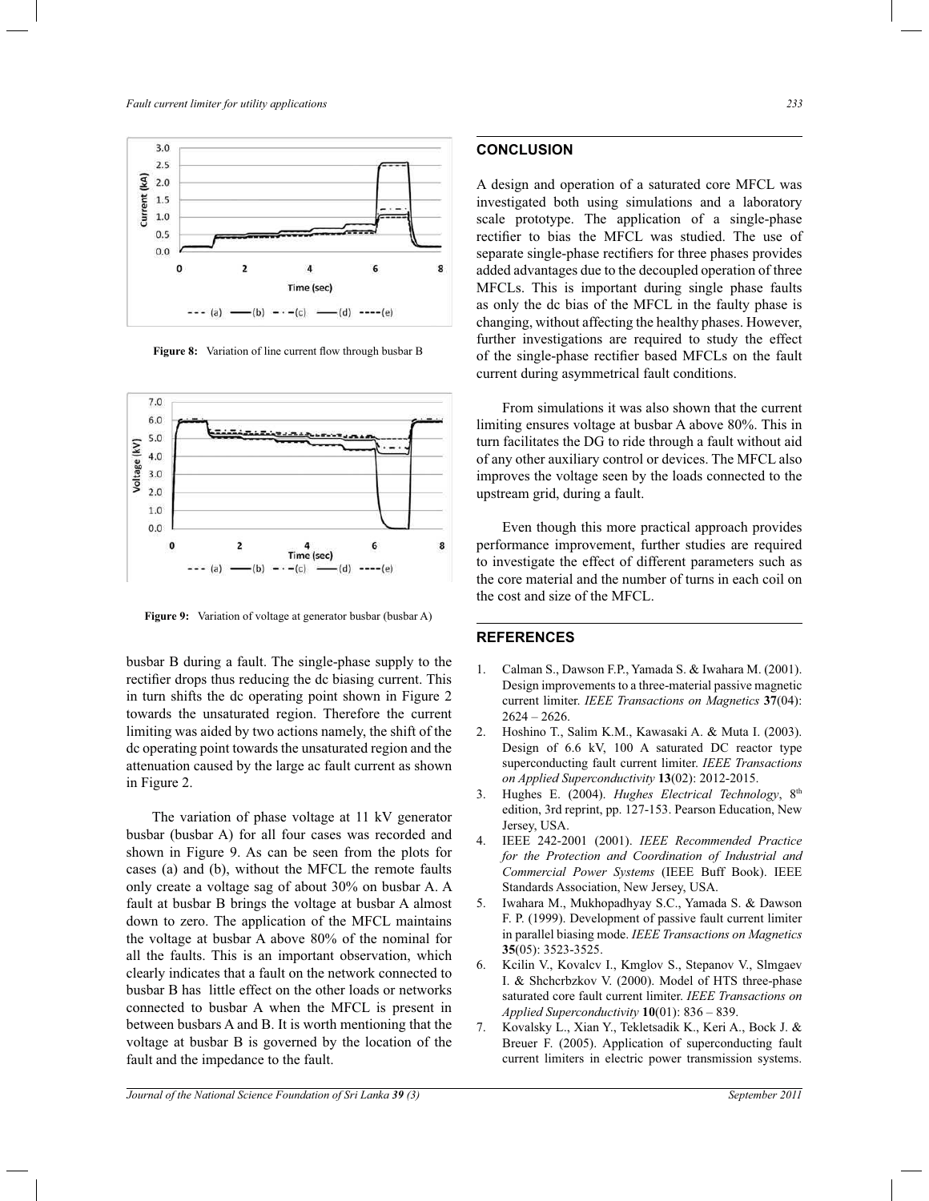Figure 8: Variation of line current flow through busbar B

Figure 9: Variation of voltage at generator busbar (busbar A)

busbar B during a fault. The single-phase supply to the rectifier drops thus reducing the dc biasing current. This in turn shifts the dc operating point shown in Figure 2 towards the unsaturated region. Therefore the current limiting was aided by two actions namely, the shift of the dc operating point towards the unsaturated region and the attenuation caused by the large ac fault current as shown in Figure 2.

The variation of phase voltage at 11 kV generator busbar (busbar A) for all four cases was recorded and shown in Figure 9. As can be seen from the plots for cases (a) and (b), without the MFCL the remote faults only create a voltage sag of about 30% on busbar A. A fault at busbar B brings the voltage at busbar A almost down to zero. The application of the MFCL maintains the voltage at busbar A above 80% of the nominal for all the faults. This is an important observation, which clearly indicates that a fault on the network connected to busbar B has little effect on the other loads or networks connected to busbar A when the MFCL is present in between busbars A and B. It is worth mentioning that the voltage at busbar B is governed by the location of the fault and the impedance to the fault.

## CONCLUSION

A design and operation of a saturated core MFCL was investigated both using simulations and a laboratory scale prototype. The application of a single-phase rectifier to bias the MFCL was studied. The use of separate single-phase rectifiers for three phases provides added advantages due to the decoupled operation of three MFCLs. This is important during single phase faults as only the dc bias of the MFCL in the faulty phase is changing, without affecting the healthy phases. However, further investigations are required to study the effect of the single-phase rectifier based MFCLs on the fault current during asymmetrical fault conditions.

From simulations it was also shown that the current limiting ensures voltage at busbar A above 80%. This in turn facilitates the DG to ride through a fault without aid of any other auxiliary control or devices. The MFCL also improves the voltage seen by the loads connected to the upstream grid, during a fault.

Even though this more practical approach provides performance improvement, further studies are required to investigate the effect of different parameters such as the core material and the number of turns in each coil on the cost and size of the MFCL.

## REFERENCES

1. Calman S., Dawson F.P., Yamada S. & Iwahara M. (2001). Design improvements to a three-material passive magnetic current limiter. *IEEE Transactions on Magnetics* **37**(04): 2624 – 2626.
2. Hoshino T., Salim K.M., Kawasaki A. & Muta I. (2003). Design of 6.6 kV, 100 A saturated DC reactor type superconducting fault current limiter. *IEEE Transactions on Applied Superconductivity* **13**(02): 2012-2015.
3. Hughes E. (2004). *Hughes Electrical Technology*, 8th edition, 3rd reprint, pp. 127-153. Pearson Education, New Jersey, USA.
4. IEEE 242-2001 (2001). *IEEE Recommended Practice for the Protection and Coordination of Industrial and Commercial Power Systems* (IEEE Buff Book). IEEE Standards Association, New Jersey, USA.
5. Iwahara M., Mukhopadhyay S.C., Yamada S. & Dawson F. P. (1999). Development of passive fault current limiter in parallel biasing mode. *IEEE Transactions on Magnetics* **35**(05): 3523-3525.
6. Kcilin V., Kovalcv I., Kmglov S., Stepanov V., Slmgaev I. & Shchcrbzkov V. (2000). Model of HTS three-phase saturated core fault current limiter. *IEEE Transactions on Applied Superconductivity* **10**(01): 836 – 839.
7. Kovalsky L., Xian Y., Tekletsadik K., Keri A., Bock J. & Breuer F. (2005). Application of superconducting fault current limiters in electric power transmission systems.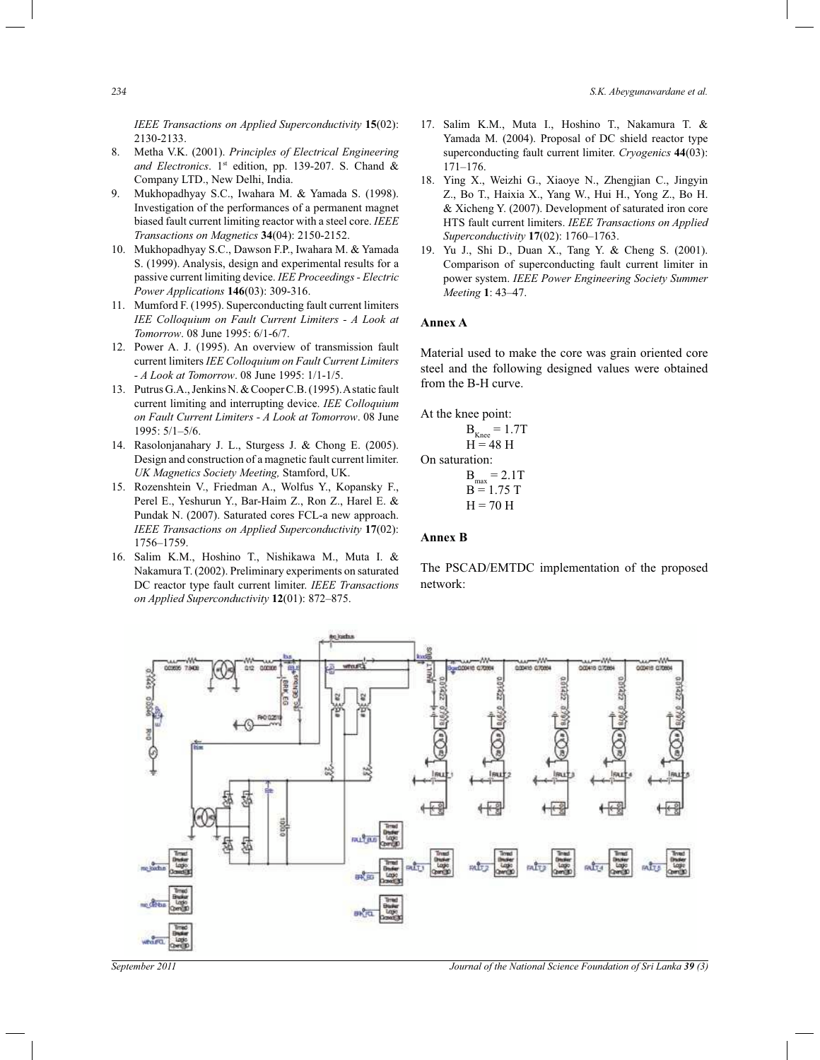*IEEE Transactions on Applied Superconductivity* **15**(02): 2130-2133.

8. Metha V.K. (2001). *Principles of Electrical Engineering and Electronics*. 1st edition, pp. 139-207. S. Chand & Company LTD., New Delhi, India.
9. Mukhopadhyay S.C., Iwahara M. & Yamada S. (1998). Investigation of the performances of a permanent magnet biased fault current limiting reactor with a steel core. *IEEE Transactions on Magnetics* **34**(04): 2150-2152.
10. Mukhopadhyay S.C., Dawson F.P., Iwahara M. & Yamada S. (1999). Analysis, design and experimental results for a passive current limiting device. *IEE Proceedings - Electric Power Applications* **146**(03): 309-316.
11. Mumford F. (1995). Superconducting fault current limiters *IEE Colloquium on Fault Current Limiters - A Look at Tomorrow*. 08 June 1995: 6/1-6/7.
12. Power A. J. (1995). An overview of transmission fault current limiters *IEE Colloquium on Fault Current Limiters - A Look at Tomorrow*. 08 June 1995: 1/1-1/5.
13. Putrus G.A., Jenkins N. & Cooper C.B. (1995). A static fault current limiting and interrupting device. *IEE Colloquium on Fault Current Limiters - A Look at Tomorrow*. 08 June 1995: 5/1–5/6.
14. Rasolonjanahary J. L., Sturgess J. & Chong E. (2005). Design and construction of a magnetic fault current limiter. *UK Magnetics Society Meeting,* Stamford, UK.
15. Rozenshtein V., Friedman A., Wolfus Y., Kopansky F., Perel E., Yeshurun Y., Bar-Haim Z., Ron Z., Harel E. & Pundak N. (2007). Saturated cores FCL-a new approach. *IEEE Transactions on Applied Superconductivity* **17**(02): 1756–1759.
16. Salim K.M., Hoshino T., Nishikawa M., Muta I. & Nakamura T. (2002). Preliminary experiments on saturated DC reactor type fault current limiter. *IEEE Transactions on Applied Superconductivity* **12**(01): 872–875.
17. Salim K.M., Muta I., Hoshino T., Nakamura T. & Yamada M. (2004). Proposal of DC shield reactor type superconducting fault current limiter. *Cryogenics* **44**(03): 171–176.
18. Ying X., Weizhi G., Xiaoye N., Zhengjian C., Jingyin Z., Bo T., Haixia X., Yang W., Hui H., Yong Z., Bo H. & Xicheng Y. (2007). Development of saturated iron core HTS fault current limiters. *IEEE Transactions on Applied Superconductivity* **17**(02): 1760–1763.
19. Yu J., Shi D., Duan X., Tang Y. & Cheng S. (2001). Comparison of superconducting fault current limiter in power system. *IEEE Power Engineering Society Summer Meeting* **1**: 43–47.

## Annex A

Material used to make the core was grain oriented core steel and the following designed values were obtained from the B-H curve.

At the knee point:

$B_{Knee} = 1.7T$

$H = 48$ H

On saturation:

$B_{max} = 2.1T$

$B = 1.75$ T

$H = 70$ H

## Annex B

The PSCAD/EMTDC implementation of the proposed network: